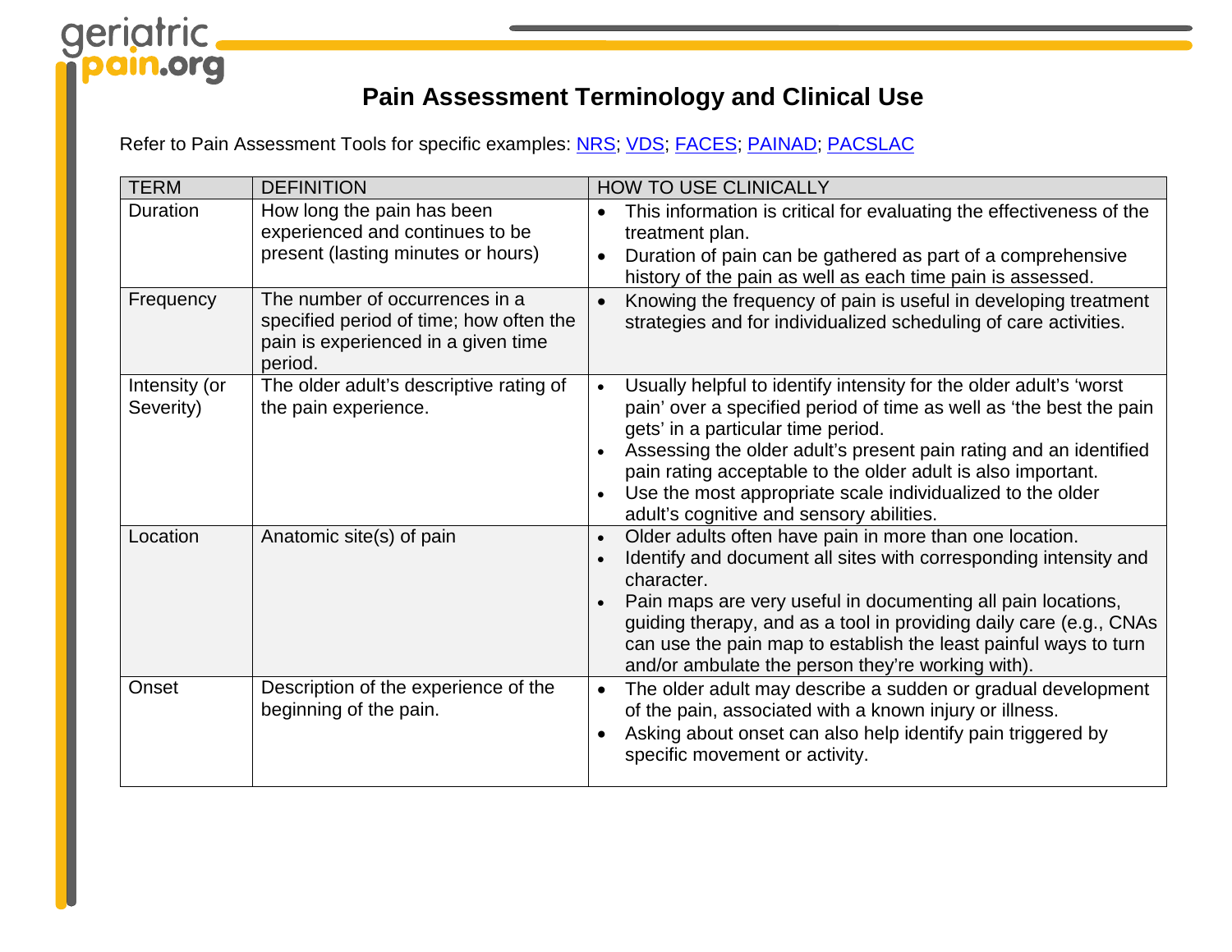# Pain Assessment Terminology and Clinical Use

Refer to Pain Assessment Tools for specific examples: NRS; VDS; FACES; PAINAD; PACSLAC

| TERM | DEFINITION | HOW TO USE CLINICALLY |
|---|---|---|
| Duration | How long the pain has been experienced and continues to be present (lasting minutes or hours) | • This information is critical for evaluating the effectiveness of the treatment plan.<br>• Duration of pain can be gathered as part of a comprehensive history of the pain as well as each time pain is assessed. |
| Frequency | The number of occurrences in a specified period of time; how often the pain is experienced in a given time period. | • Knowing the frequency of pain is useful in developing treatment strategies and for individualized scheduling of care activities. |
| Intensity (or Severity) | The older adult's descriptive rating of the pain experience. | • Usually helpful to identify intensity for the older adult's 'worst pain' over a specified period of time as well as 'the best the pain gets' in a particular time period.<br>• Assessing the older adult's present pain rating and an identified pain rating acceptable to the older adult is also important.<br>• Use the most appropriate scale individualized to the older adult's cognitive and sensory abilities. |
| Location | Anatomic site(s) of pain | • Older adults often have pain in more than one location.<br>• Identify and document all sites with corresponding intensity and character.<br>• Pain maps are very useful in documenting all pain locations, guiding therapy, and as a tool in providing daily care (e.g., CNAs can use the pain map to establish the least painful ways to turn and/or ambulate the person they're working with). |
| Onset | Description of the experience of the beginning of the pain. | • The older adult may describe a sudden or gradual development of the pain, associated with a known injury or illness.<br>• Asking about onset can also help identify pain triggered by specific movement or activity. |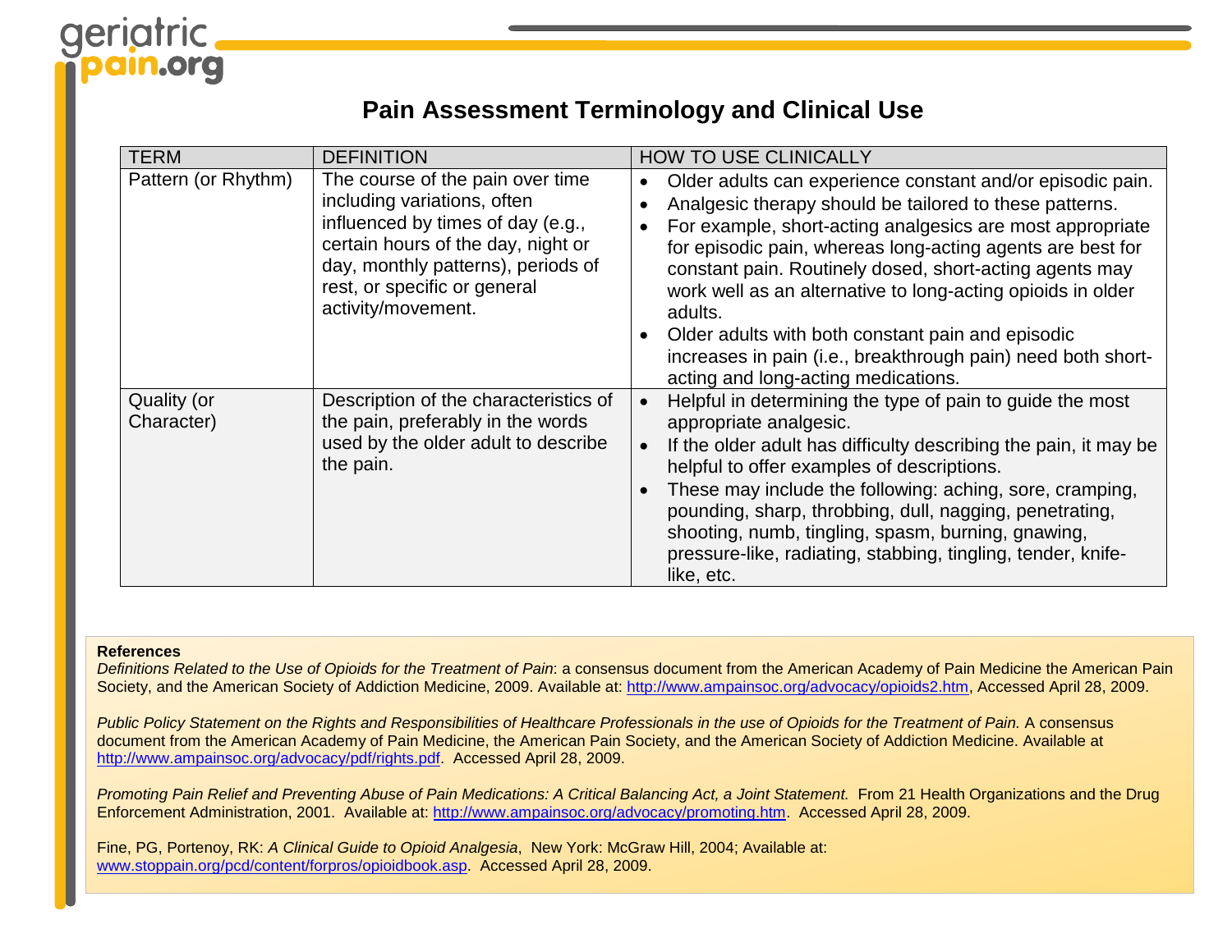# Pain Assessment Terminology and Clinical Use

| TERM | DEFINITION | HOW TO USE CLINICALLY |
|---|---|---|
| Pattern (or Rhythm) | The course of the pain over time including variations, often influenced by times of day (e.g., certain hours of the day, night or day, monthly patterns), periods of rest, or specific or general activity/movement. | • Older adults can experience constant and/or episodic pain.<br>• Analgesic therapy should be tailored to these patterns.<br>• For example, short-acting analgesics are most appropriate for episodic pain, whereas long-acting agents are best for constant pain. Routinely dosed, short-acting agents may work well as an alternative to long-acting opioids in older adults.<br>• Older adults with both constant pain and episodic increases in pain (i.e., breakthrough pain) need both short-acting and long-acting medications. |
| Quality (or Character) | Description of the characteristics of the pain, preferably in the words used by the older adult to describe the pain. | • Helpful in determining the type of pain to guide the most appropriate analgesic.<br>• If the older adult has difficulty describing the pain, it may be helpful to offer examples of descriptions.<br>• These may include the following: aching, sore, cramping, pounding, sharp, throbbing, dull, nagging, penetrating, shooting, numb, tingling, spasm, burning, gnawing, pressure-like, radiating, stabbing, tingling, tender, knife-like, etc. |

**References**

*Definitions Related to the Use of Opioids for the Treatment of Pain*: a consensus document from the American Academy of Pain Medicine the American Pain Society, and the American Society of Addiction Medicine, 2009. Available at: http://www.ampainsoc.org/advocacy/opioids2.htm, Accessed April 28, 2009.

*Public Policy Statement on the Rights and Responsibilities of Healthcare Professionals in the use of Opioids for the Treatment of Pain.* A consensus document from the American Academy of Pain Medicine, the American Pain Society, and the American Society of Addiction Medicine. Available at http://www.ampainsoc.org/advocacy/pdf/rights.pdf. Accessed April 28, 2009.

*Promoting Pain Relief and Preventing Abuse of Pain Medications: A Critical Balancing Act, a Joint Statement.* From 21 Health Organizations and the Drug Enforcement Administration, 2001. Available at: http://www.ampainsoc.org/advocacy/promoting.htm. Accessed April 28, 2009.

Fine, PG, Portenoy, RK: *A Clinical Guide to Opioid Analgesia*, New York: McGraw Hill, 2004; Available at: www.stoppain.org/pcd/content/forpros/opioidbook.asp. Accessed April 28, 2009.